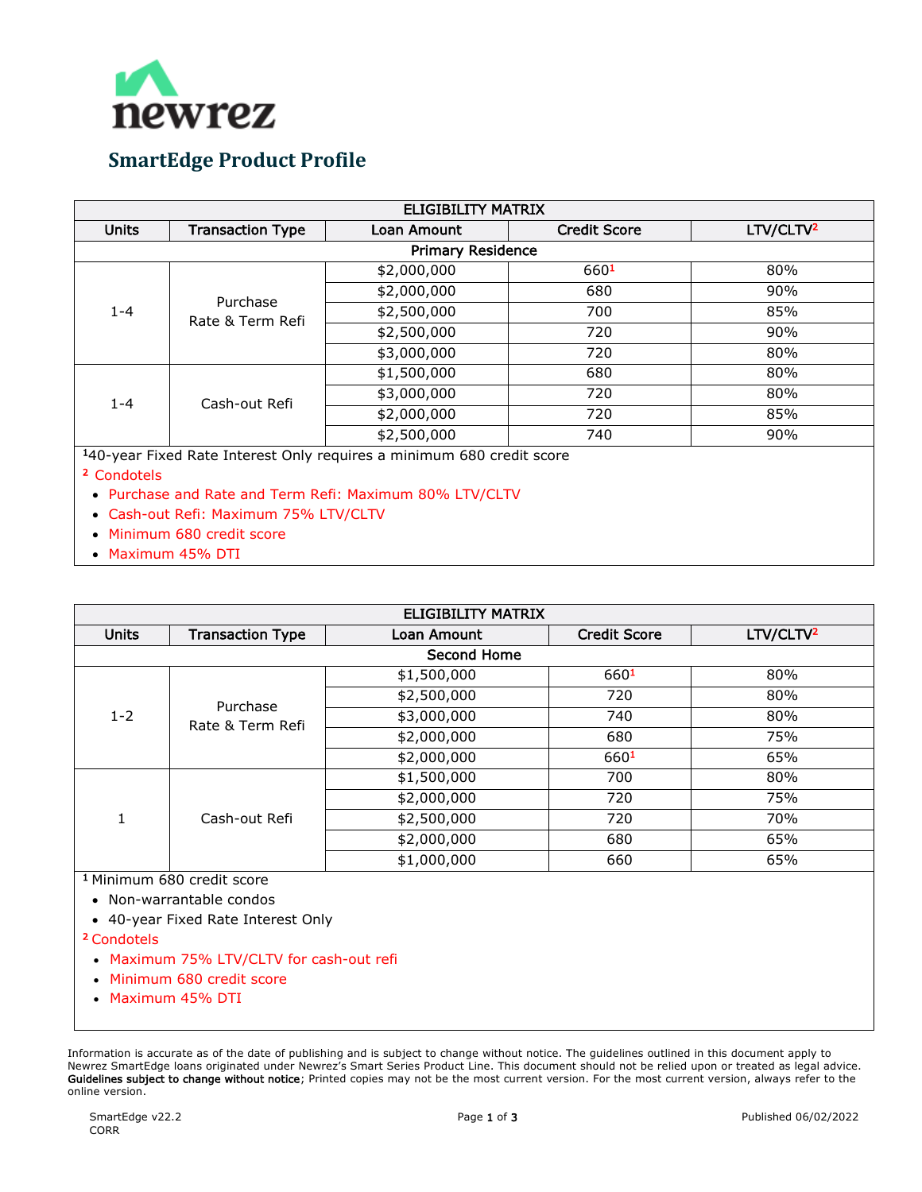newrez

# SmartEdge Product Profile

| ELIGIBILITY MATRIX | | | | |
|---|---|---|---|---|
| **Units** | **Transaction Type** | **Loan Amount** | **Credit Score** | **LTV/CLTV[2]** |
| **Primary Residence** | | | | |
| 1-4 | Purchase Rate & Term Refi | $2,000,000 | 660[1] | 80% |
| | | $2,000,000 | 680 | 90% |
| | | $2,500,000 | 700 | 85% |
| | | $2,500,000 | 720 | 90% |
| | | $3,000,000 | 720 | 80% |
| 1-4 | Cash-out Refi | $1,500,000 | 680 | 80% |
| | | $3,000,000 | 720 | 80% |
| | | $2,000,000 | 720 | 85% |
| | | $2,500,000 | 740 | 90% |

[1] 40-year Fixed Rate Interest Only requires a minimum 680 credit score

[2] Condotels

- Purchase and Rate and Term Refi: Maximum 80% LTV/CLTV
- Cash-out Refi: Maximum 75% LTV/CLTV
- Minimum 680 credit score
- Maximum 45% DTI

| ELIGIBILITY MATRIX | | | | |
|---|---|---|---|---|
| **Units** | **Transaction Type** | **Loan Amount** | **Credit Score** | **LTV/CLTV[2]** |
| **Second Home** | | | | |
| 1-2 | Purchase Rate & Term Refi | $1,500,000 | 660[1] | 80% |
| | | $2,500,000 | 720 | 80% |
| | | $3,000,000 | 740 | 80% |
| | | $2,000,000 | 680 | 75% |
| | | $2,000,000 | 660[1] | 65% |
| 1 | Cash-out Refi | $1,500,000 | 700 | 80% |
| | | $2,000,000 | 720 | 75% |
| | | $2,500,000 | 720 | 70% |
| | | $2,000,000 | 680 | 65% |
| | | $1,000,000 | 660 | 65% |

[1] Minimum 680 credit score

- Non-warrantable condos
- 40-year Fixed Rate Interest Only

[2] Condotels

- Maximum 75% LTV/CLTV for cash-out refi
- Minimum 680 credit score
- Maximum 45% DTI

Information is accurate as of the date of publishing and is subject to change without notice. The guidelines outlined in this document apply to Newrez SmartEdge loans originated under Newrez's Smart Series Product Line. This document should not be relied upon or treated as legal advice. **Guidelines subject to change without notice**; Printed copies may not be the most current version. For the most current version, always refer to the online version.

SmartEdge v22.2
CORR

Published 06/02/2022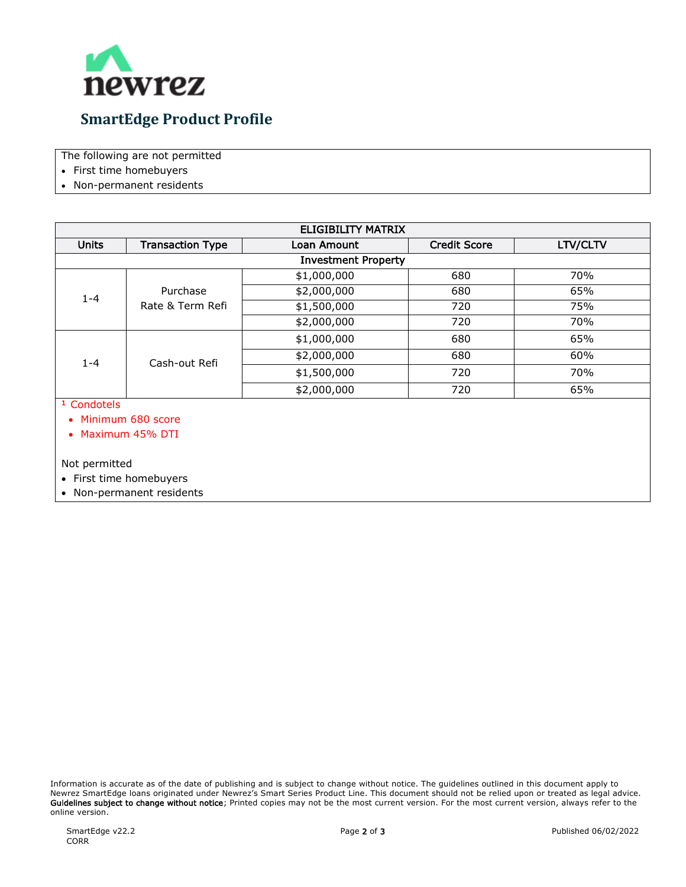# SmartEdge Product Profile

The following are not permitted

- First time homebuyers
- Non-permanent residents

| ELIGIBILITY MATRIX | | | | |
|---|---|---|---|---|
| **Units** | **Transaction Type** | **Loan Amount** | **Credit Score** | **LTV/CLTV** |
| **Investment Property** | | | | |
| 1-4 | Purchase<br>Rate & Term Refi | $1,000,000 | 680 | 70% |
| | | $2,000,000 | 680 | 65% |
| | | $1,500,000 | 720 | 75% |
| | | $2,000,000 | 720 | 70% |
| 1-4 | Cash-out Refi | $1,000,000 | 680 | 65% |
| | | $2,000,000 | 680 | 60% |
| | | $1,500,000 | 720 | 70% |
| | | $2,000,000 | 720 | 65% |

[1] Condotels

- Minimum 680 score
- Maximum 45% DTI

Not permitted

- First time homebuyers
- Non-permanent residents

Information is accurate as of the date of publishing and is subject to change without notice. The guidelines outlined in this document apply to Newrez SmartEdge loans originated under Newrez's Smart Series Product Line. This document should not be relied upon or treated as legal advice. **Guidelines subject to change without notice**; Printed copies may not be the most current version. For the most current version, always refer to the online version.

SmartEdge v22.2
CORR

Published 06/02/2022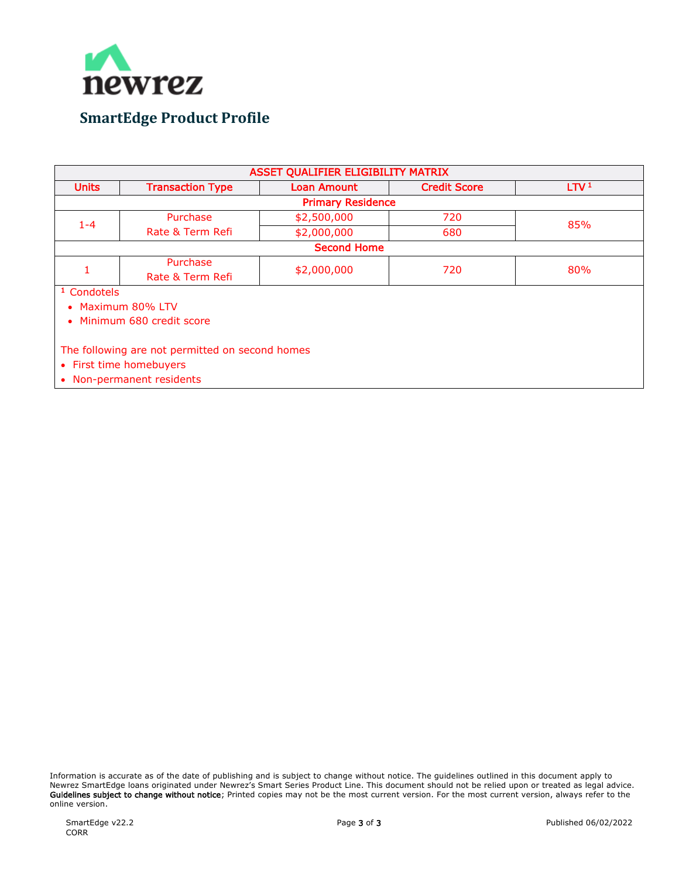## SmartEdge Product Profile

| ASSET QUALIFIER ELIGIBILITY MATRIX | | | | |
|---|---|---|---|---|
| Units | Transaction Type | Loan Amount | Credit Score | LTV [1] |
| Primary Residence | | | | |
| 1-4 | Purchase<br>Rate & Term Refi | $2,500,000 | 720 | 85% |
| | | $2,000,000 | 680 | |
| Second Home | | | | |
| 1 | Purchase<br>Rate & Term Refi | $2,000,000 | 720 | 80% |

[1] Condotels

- Maximum 80% LTV
- Minimum 680 credit score

The following are not permitted on second homes

- First time homebuyers
- Non-permanent residents

Information is accurate as of the date of publishing and is subject to change without notice. The guidelines outlined in this document apply to Newrez SmartEdge loans originated under Newrez's Smart Series Product Line. This document should not be relied upon or treated as legal advice. **Guidelines subject to change without notice**; Printed copies may not be the most current version. For the most current version, always refer to the online version.

SmartEdge v22.2
CORR

Published 06/02/2022